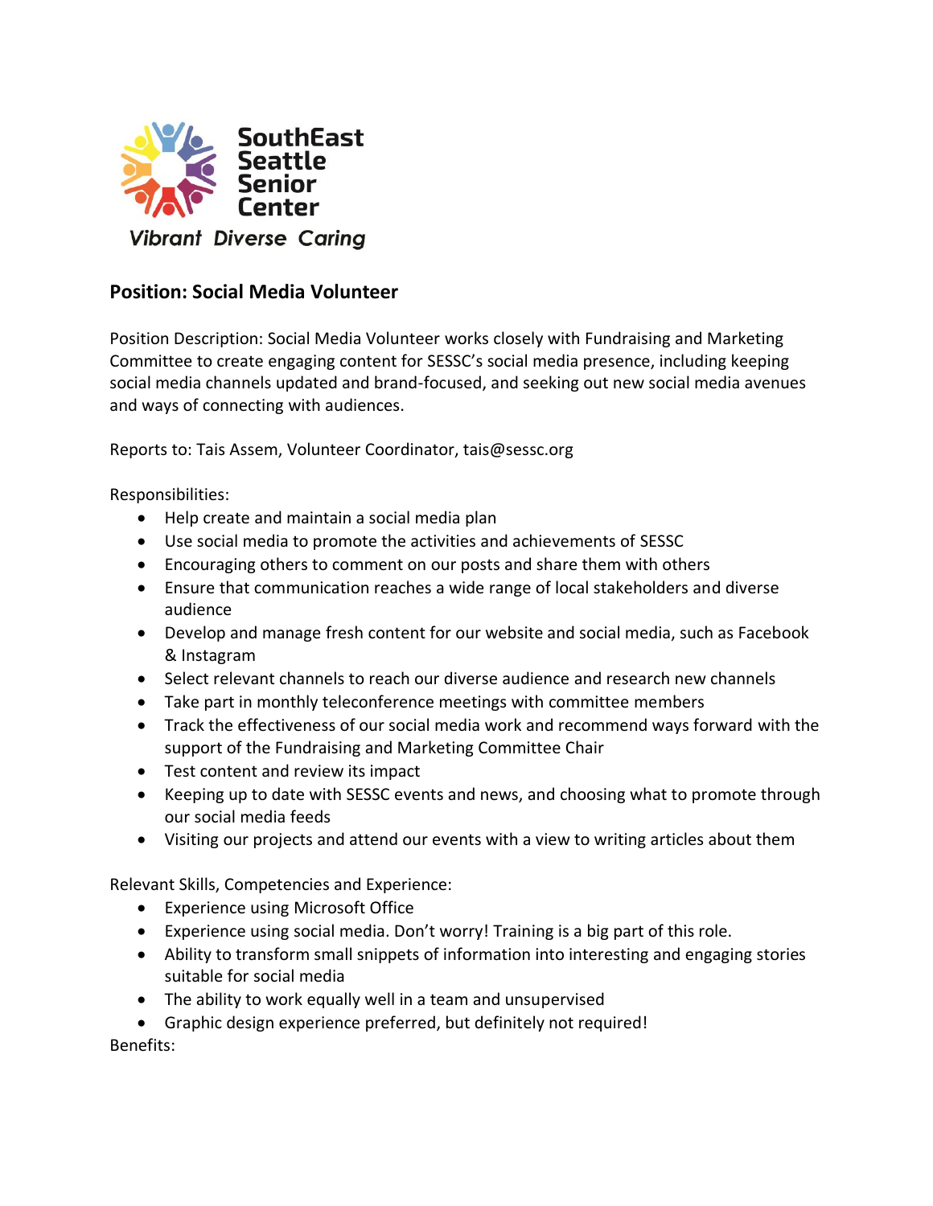SouthEast Seattle Senior Center

*Vibrant Diverse Caring*

## Position: Social Media Volunteer

Position Description: Social Media Volunteer works closely with Fundraising and Marketing Committee to create engaging content for SESSC's social media presence, including keeping social media channels updated and brand-focused, and seeking out new social media avenues and ways of connecting with audiences.

Reports to: Tais Assem, Volunteer Coordinator, tais@sessc.org

Responsibilities:

- Help create and maintain a social media plan
- Use social media to promote the activities and achievements of SESSC
- Encouraging others to comment on our posts and share them with others
- Ensure that communication reaches a wide range of local stakeholders and diverse audience
- Develop and manage fresh content for our website and social media, such as Facebook & Instagram
- Select relevant channels to reach our diverse audience and research new channels
- Take part in monthly teleconference meetings with committee members
- Track the effectiveness of our social media work and recommend ways forward with the support of the Fundraising and Marketing Committee Chair
- Test content and review its impact
- Keeping up to date with SESSC events and news, and choosing what to promote through our social media feeds
- Visiting our projects and attend our events with a view to writing articles about them

Relevant Skills, Competencies and Experience:

- Experience using Microsoft Office
- Experience using social media. Don't worry! Training is a big part of this role.
- Ability to transform small snippets of information into interesting and engaging stories suitable for social media
- The ability to work equally well in a team and unsupervised
- Graphic design experience preferred, but definitely not required!

Benefits: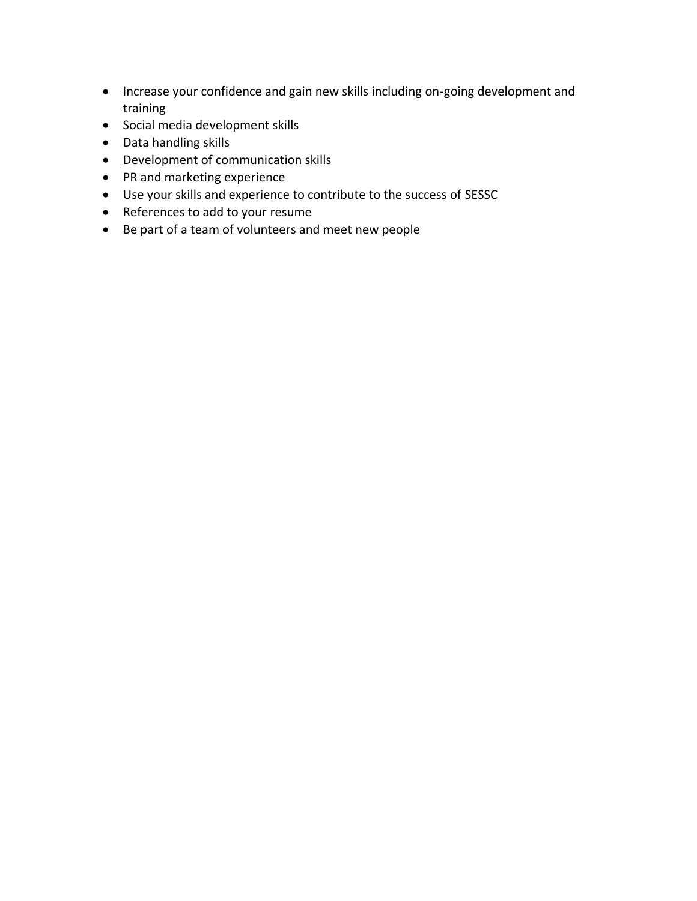- Increase your confidence and gain new skills including on-going development and training
- Social media development skills
- Data handling skills
- Development of communication skills
- PR and marketing experience
- Use your skills and experience to contribute to the success of SESSC
- References to add to your resume
- Be part of a team of volunteers and meet new people